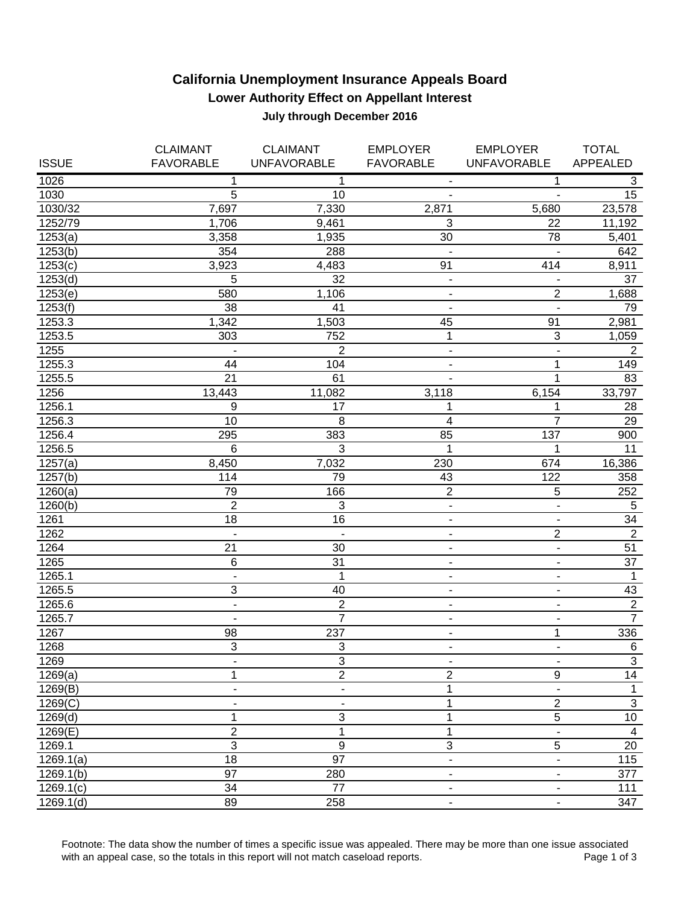# California Unemployment Insurance Appeals Board

## Lower Authority Effect on Appellant Interest

### July through December 2016

| ISSUE | CLAIMANT FAVORABLE | CLAIMANT UNFAVORABLE | EMPLOYER FAVORABLE | EMPLOYER UNFAVORABLE | TOTAL APPEALED |
|---|---|---|---|---|---|
| 1026 | 1 | 1 | - | 1 | 3 |
| 1030 | 5 | 10 | - | - | 15 |
| 1030/32 | 7,697 | 7,330 | 2,871 | 5,680 | 23,578 |
| 1252/79 | 1,706 | 9,461 | 3 | 22 | 11,192 |
| 1253(a) | 3,358 | 1,935 | 30 | 78 | 5,401 |
| 1253(b) | 354 | 288 | - | - | 642 |
| 1253(c) | 3,923 | 4,483 | 91 | 414 | 8,911 |
| 1253(d) | 5 | 32 | - | - | 37 |
| 1253(e) | 580 | 1,106 | - | 2 | 1,688 |
| 1253(f) | 38 | 41 | - | - | 79 |
| 1253.3 | 1,342 | 1,503 | 45 | 91 | 2,981 |
| 1253.5 | 303 | 752 | 1 | 3 | 1,059 |
| 1255 | - | 2 | - | - | 2 |
| 1255.3 | 44 | 104 | - | 1 | 149 |
| 1255.5 | 21 | 61 | - | 1 | 83 |
| 1256 | 13,443 | 11,082 | 3,118 | 6,154 | 33,797 |
| 1256.1 | 9 | 17 | 1 | 1 | 28 |
| 1256.3 | 10 | 8 | 4 | 7 | 29 |
| 1256.4 | 295 | 383 | 85 | 137 | 900 |
| 1256.5 | 6 | 3 | 1 | 1 | 11 |
| 1257(a) | 8,450 | 7,032 | 230 | 674 | 16,386 |
| 1257(b) | 114 | 79 | 43 | 122 | 358 |
| 1260(a) | 79 | 166 | 2 | 5 | 252 |
| 1260(b) | 2 | 3 | - | - | 5 |
| 1261 | 18 | 16 | - | - | 34 |
| 1262 | - | - | - | 2 | 2 |
| 1264 | 21 | 30 | - | - | 51 |
| 1265 | 6 | 31 | - | - | 37 |
| 1265.1 | - | 1 | - | - | 1 |
| 1265.5 | 3 | 40 | - | - | 43 |
| 1265.6 | - | 2 | - | - | 2 |
| 1265.7 | - | 7 | - | - | 7 |
| 1267 | 98 | 237 | - | 1 | 336 |
| 1268 | 3 | 3 | - | - | 6 |
| 1269 | - | 3 | - | - | 3 |
| 1269(a) | 1 | 2 | 2 | 9 | 14 |
| 1269(B) | - | - | 1 | - | 1 |
| 1269(C) | - | - | 1 | 2 | 3 |
| 1269(d) | 1 | 3 | 1 | 5 | 10 |
| 1269(E) | 2 | 1 | 1 | - | 4 |
| 1269.1 | 3 | 9 | 3 | 5 | 20 |
| 1269.1(a) | 18 | 97 | - | - | 115 |
| 1269.1(b) | 97 | 280 | - | - | 377 |
| 1269.1(c) | 34 | 77 | - | - | 111 |
| 1269.1(d) | 89 | 258 | - | - | 347 |

Footnote: The data show the number of times a specific issue was appealed. There may be more than one issue associated with an appeal case, so the totals in this report will not match caseload reports.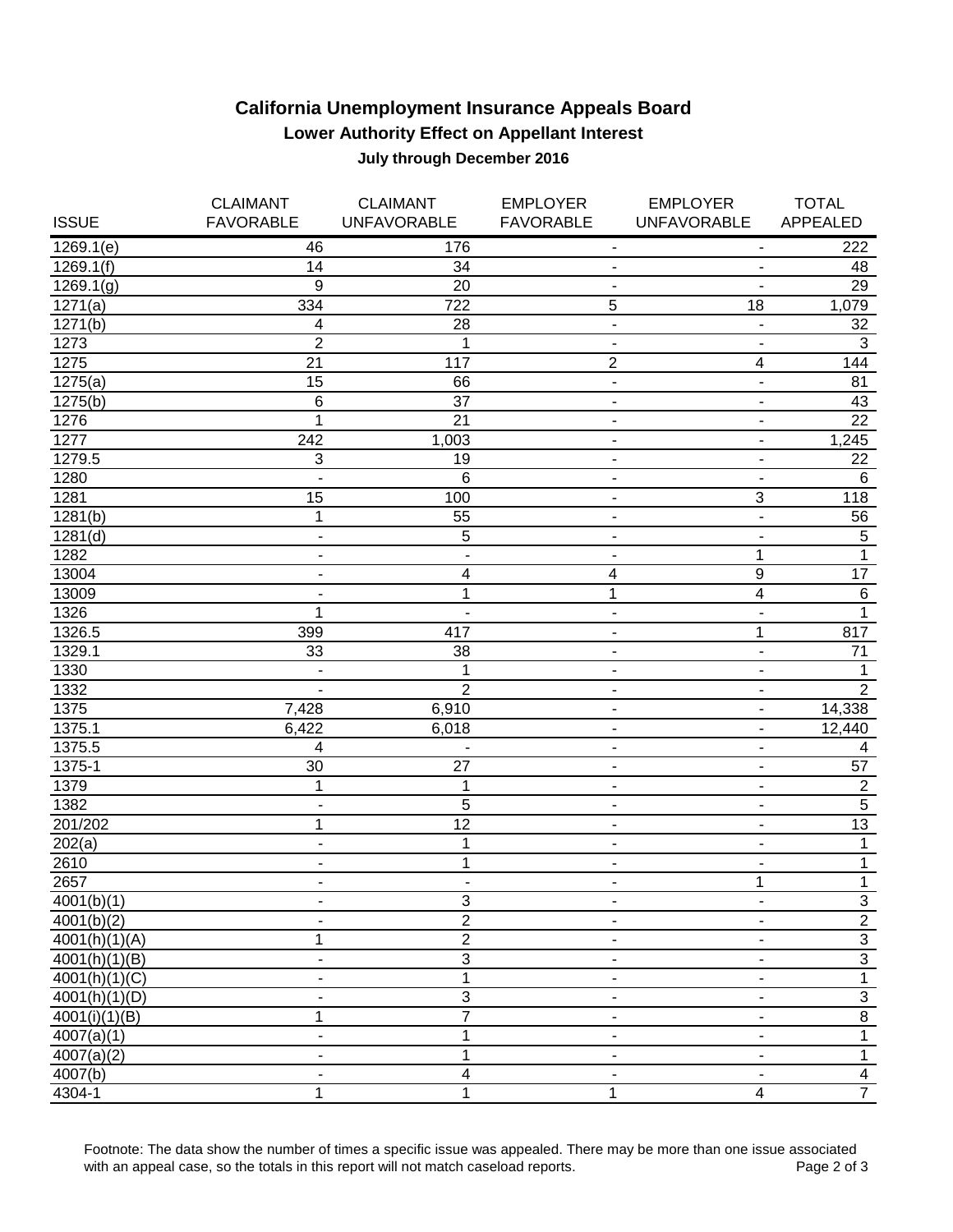# California Unemployment Insurance Appeals Board

## Lower Authority Effect on Appellant Interest

### July through December 2016

| ISSUE | CLAIMANT FAVORABLE | CLAIMANT UNFAVORABLE | EMPLOYER FAVORABLE | EMPLOYER UNFAVORABLE | TOTAL APPEALED |
|---|---|---|---|---|---|
| 1269.1(e) | 46 | 176 | - | - | 222 |
| 1269.1(f) | 14 | 34 | - | - | 48 |
| 1269.1(g) | 9 | 20 | - | - | 29 |
| 1271(a) | 334 | 722 | 5 | 18 | 1,079 |
| 1271(b) | 4 | 28 | - | - | 32 |
| 1273 | 2 | 1 | - | - | 3 |
| 1275 | 21 | 117 | 2 | 4 | 144 |
| 1275(a) | 15 | 66 | - | - | 81 |
| 1275(b) | 6 | 37 | - | - | 43 |
| 1276 | 1 | 21 | - | - | 22 |
| 1277 | 242 | 1,003 | - | - | 1,245 |
| 1279.5 | 3 | 19 | - | - | 22 |
| 1280 | - | 6 | - | - | 6 |
| 1281 | 15 | 100 | - | 3 | 118 |
| 1281(b) | 1 | 55 | - | - | 56 |
| 1281(d) | - | 5 | - | - | 5 |
| 1282 | - | - | - | 1 | 1 |
| 13004 | - | 4 | 4 | 9 | 17 |
| 13009 | - | 1 | 1 | 4 | 6 |
| 1326 | 1 | - | - | - | 1 |
| 1326.5 | 399 | 417 | - | 1 | 817 |
| 1329.1 | 33 | 38 | - | - | 71 |
| 1330 | - | 1 | - | - | 1 |
| 1332 | - | 2 | - | - | 2 |
| 1375 | 7,428 | 6,910 | - | - | 14,338 |
| 1375.1 | 6,422 | 6,018 | - | - | 12,440 |
| 1375.5 | 4 | - | - | - | 4 |
| 1375-1 | 30 | 27 | - | - | 57 |
| 1379 | 1 | 1 | - | - | 2 |
| 1382 | - | 5 | - | - | 5 |
| 201/202 | 1 | 12 | - | - | 13 |
| 202(a) | - | 1 | - | - | 1 |
| 2610 | - | 1 | - | - | 1 |
| 2657 | - | - | - | 1 | 1 |
| 4001(b)(1) | - | 3 | - | - | 3 |
| 4001(b)(2) | - | 2 | - | - | 2 |
| 4001(h)(1)(A) | 1 | 2 | - | - | 3 |
| 4001(h)(1)(B) | - | 3 | - | - | 3 |
| 4001(h)(1)(C) | - | 1 | - | - | 1 |
| 4001(h)(1)(D) | - | 3 | - | - | 3 |
| 4001(i)(1)(B) | 1 | 7 | - | - | 8 |
| 4007(a)(1) | - | 1 | - | - | 1 |
| 4007(a)(2) | - | 1 | - | - | 1 |
| 4007(b) | - | 4 | - | - | 4 |
| 4304-1 | 1 | 1 | 1 | 4 | 7 |

Footnote: The data show the number of times a specific issue was appealed. There may be more than one issue associated with an appeal case, so the totals in this report will not match caseload reports.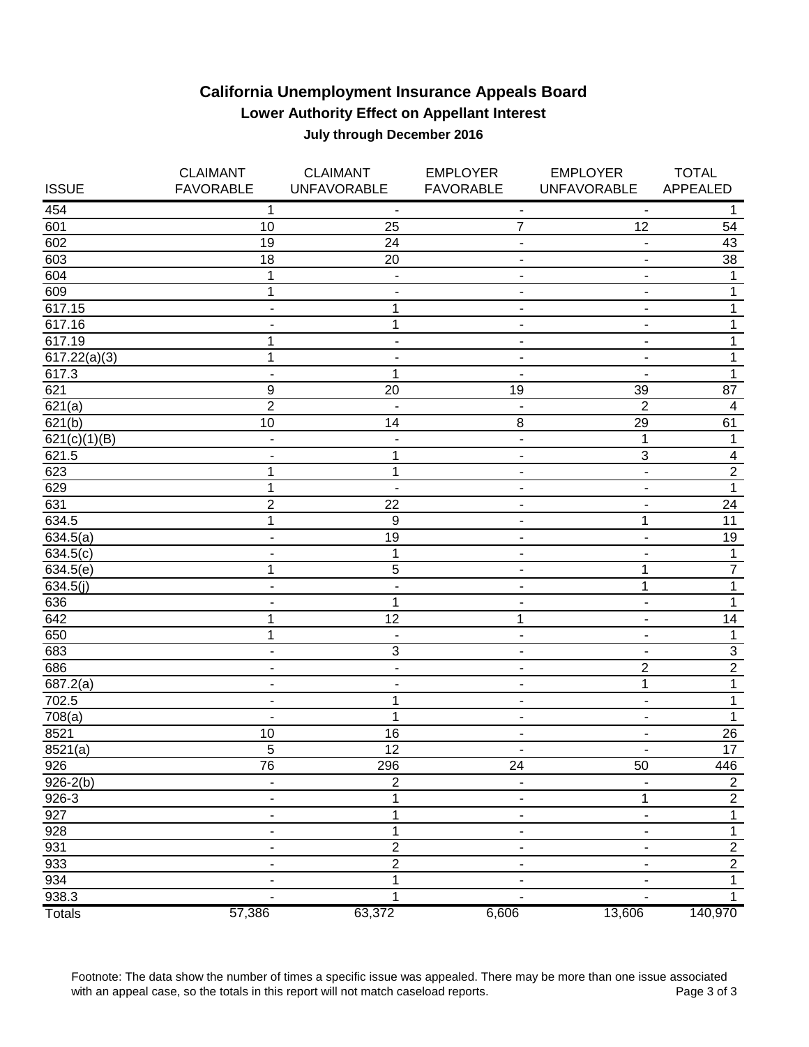# California Unemployment Insurance Appeals Board

## Lower Authority Effect on Appellant Interest

### July through December 2016

| ISSUE | CLAIMANT FAVORABLE | CLAIMANT UNFAVORABLE | EMPLOYER FAVORABLE | EMPLOYER UNFAVORABLE | TOTAL APPEALED |
|---|---|---|---|---|---|
| 454 | 1 | - | - | - | 1 |
| 601 | 10 | 25 | 7 | 12 | 54 |
| 602 | 19 | 24 | - | - | 43 |
| 603 | 18 | 20 | - | - | 38 |
| 604 | 1 | - | - | - | 1 |
| 609 | 1 | - | - | - | 1 |
| 617.15 | - | 1 | - | - | 1 |
| 617.16 | - | 1 | - | - | 1 |
| 617.19 | 1 | - | - | - | 1 |
| 617.22(a)(3) | 1 | - | - | - | 1 |
| 617.3 | - | 1 | - | - | 1 |
| 621 | 9 | 20 | 19 | 39 | 87 |
| 621(a) | 2 | - | - | 2 | 4 |
| 621(b) | 10 | 14 | 8 | 29 | 61 |
| 621(c)(1)(B) | - | - | - | 1 | 1 |
| 621.5 | - | 1 | - | 3 | 4 |
| 623 | 1 | 1 | - | - | 2 |
| 629 | 1 | - | - | - | 1 |
| 631 | 2 | 22 | - | - | 24 |
| 634.5 | 1 | 9 | - | 1 | 11 |
| 634.5(a) | - | 19 | - | - | 19 |
| 634.5(c) | - | 1 | - | - | 1 |
| 634.5(e) | 1 | 5 | - | 1 | 7 |
| 634.5(j) | - | - | - | 1 | 1 |
| 636 | - | 1 | - | - | 1 |
| 642 | 1 | 12 | 1 | - | 14 |
| 650 | 1 | - | - | - | 1 |
| 683 | - | 3 | - | - | 3 |
| 686 | - | - | - | 2 | 2 |
| 687.2(a) | - | - | - | 1 | 1 |
| 702.5 | - | 1 | - | - | 1 |
| 708(a) | - | 1 | - | - | 1 |
| 8521 | 10 | 16 | - | - | 26 |
| 8521(a) | 5 | 12 | - | - | 17 |
| 926 | 76 | 296 | 24 | 50 | 446 |
| 926-2(b) | - | 2 | - | - | 2 |
| 926-3 | - | 1 | - | 1 | 2 |
| 927 | - | 1 | - | - | 1 |
| 928 | - | 1 | - | - | 1 |
| 931 | - | 2 | - | - | 2 |
| 933 | - | 2 | - | - | 2 |
| 934 | - | 1 | - | - | 1 |
| 938.3 | - | 1 | - | - | 1 |
| Totals | 57,386 | 63,372 | 6,606 | 13,606 | 140,970 |

Footnote: The data show the number of times a specific issue was appealed. There may be more than one issue associated with an appeal case, so the totals in this report will not match caseload reports.